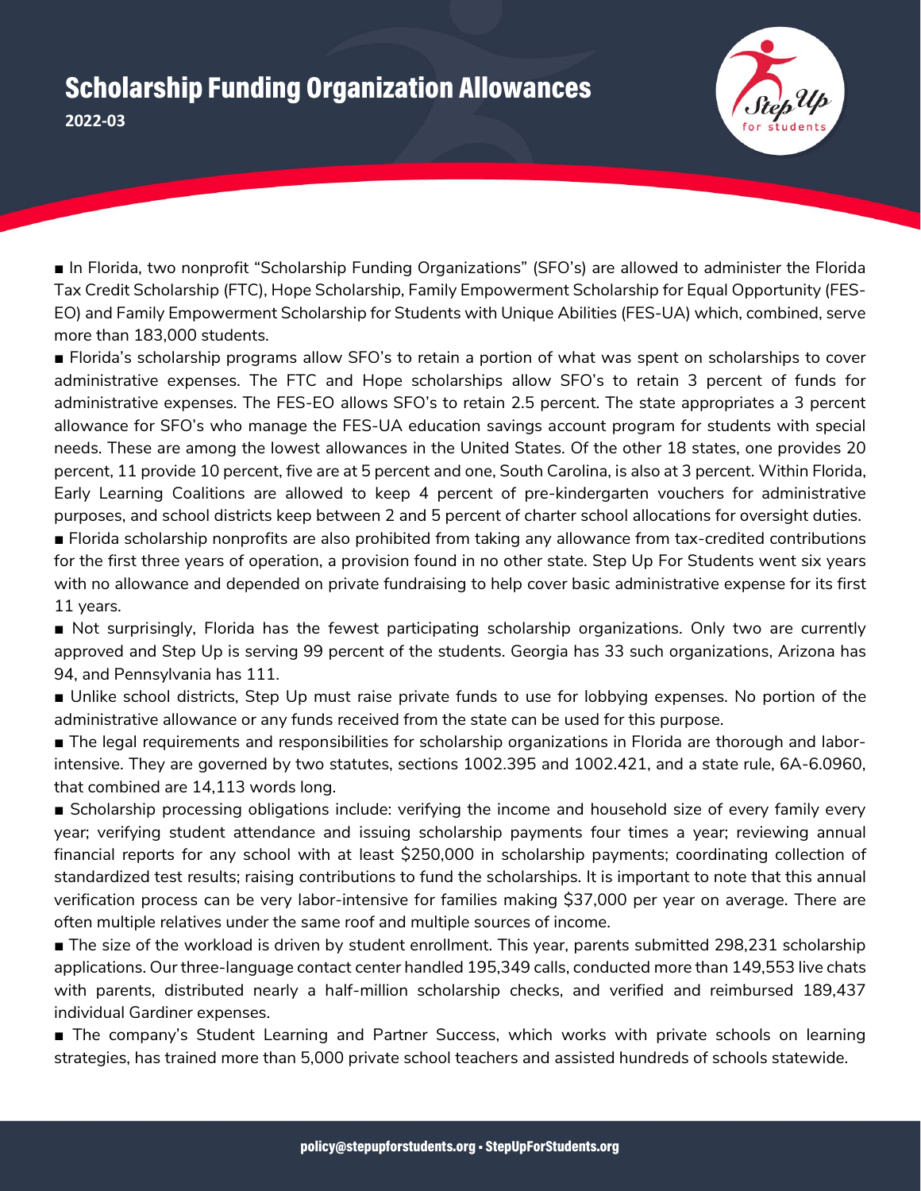# Scholarship Funding Organization Allowances

**2022-03**

■ In Florida, two nonprofit "Scholarship Funding Organizations" (SFO's) are allowed to administer the Florida Tax Credit Scholarship (FTC), Hope Scholarship, Family Empowerment Scholarship for Equal Opportunity (FES-EO) and Family Empowerment Scholarship for Students with Unique Abilities (FES-UA) which, combined, serve more than 183,000 students.

■ Florida's scholarship programs allow SFO's to retain a portion of what was spent on scholarships to cover administrative expenses. The FTC and Hope scholarships allow SFO's to retain 3 percent of funds for administrative expenses. The FES-EO allows SFO's to retain 2.5 percent. The state appropriates a 3 percent allowance for SFO's who manage the FES-UA education savings account program for students with special needs. These are among the lowest allowances in the United States. Of the other 18 states, one provides 20 percent, 11 provide 10 percent, five are at 5 percent and one, South Carolina, is also at 3 percent. Within Florida, Early Learning Coalitions are allowed to keep 4 percent of pre-kindergarten vouchers for administrative purposes, and school districts keep between 2 and 5 percent of charter school allocations for oversight duties.

■ Florida scholarship nonprofits are also prohibited from taking any allowance from tax-credited contributions for the first three years of operation, a provision found in no other state. Step Up For Students went six years with no allowance and depended on private fundraising to help cover basic administrative expense for its first 11 years.

■ Not surprisingly, Florida has the fewest participating scholarship organizations. Only two are currently approved and Step Up is serving 99 percent of the students. Georgia has 33 such organizations, Arizona has 94, and Pennsylvania has 111.

■ Unlike school districts, Step Up must raise private funds to use for lobbying expenses. No portion of the administrative allowance or any funds received from the state can be used for this purpose.

■ The legal requirements and responsibilities for scholarship organizations in Florida are thorough and labor-intensive. They are governed by two statutes, sections 1002.395 and 1002.421, and a state rule, 6A-6.0960, that combined are 14,113 words long.

■ Scholarship processing obligations include: verifying the income and household size of every family every year; verifying student attendance and issuing scholarship payments four times a year; reviewing annual financial reports for any school with at least $250,000 in scholarship payments; coordinating collection of standardized test results; raising contributions to fund the scholarships. It is important to note that this annual verification process can be very labor-intensive for families making $37,000 per year on average. There are often multiple relatives under the same roof and multiple sources of income.

■ The size of the workload is driven by student enrollment. This year, parents submitted 298,231 scholarship applications. Our three-language contact center handled 195,349 calls, conducted more than 149,553 live chats with parents, distributed nearly a half-million scholarship checks, and verified and reimbursed 189,437 individual Gardiner expenses.

■ The company's Student Learning and Partner Success, which works with private schools on learning strategies, has trained more than 5,000 private school teachers and assisted hundreds of schools statewide.

policy@stepupforstudents.org • StepUpForStudents.org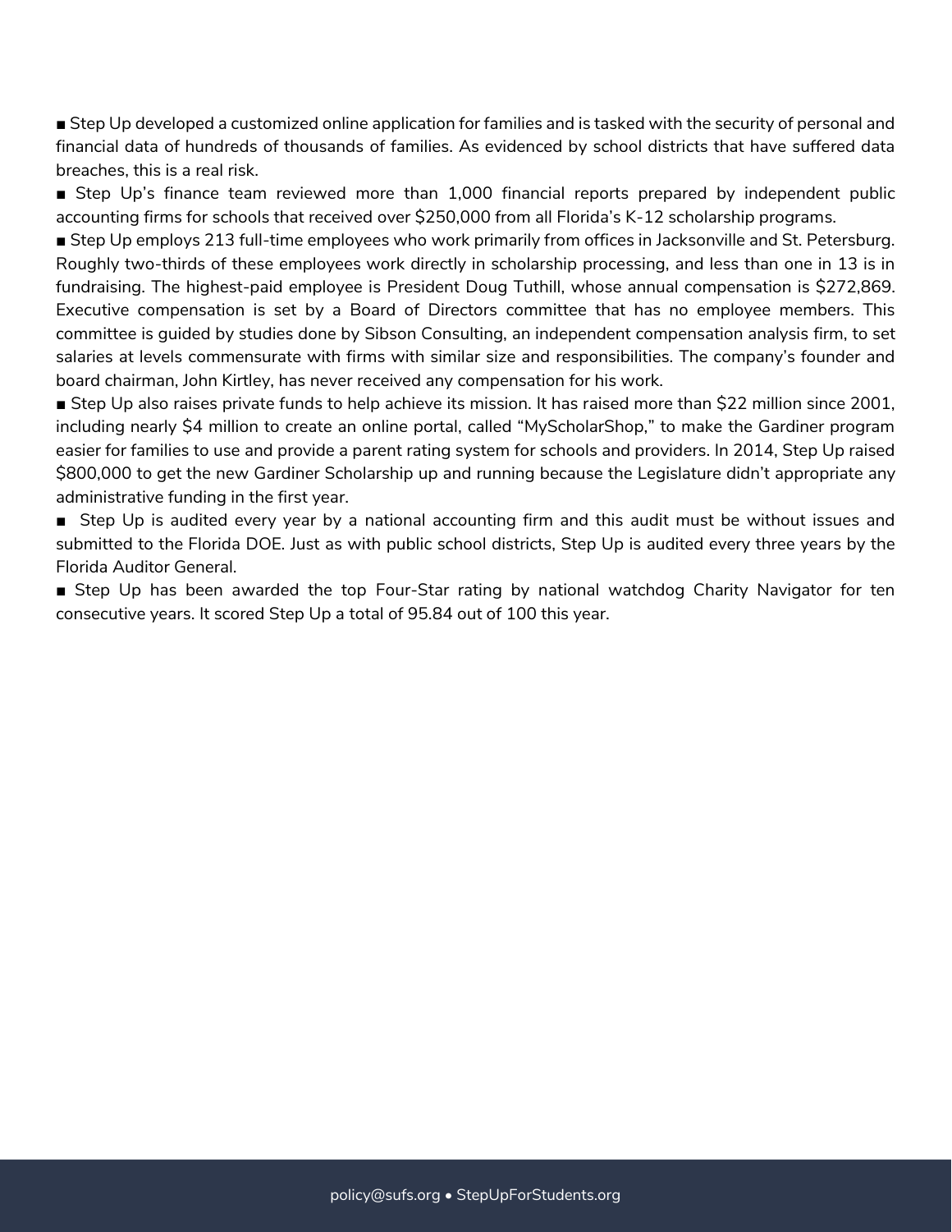■ Step Up developed a customized online application for families and is tasked with the security of personal and financial data of hundreds of thousands of families. As evidenced by school districts that have suffered data breaches, this is a real risk.

■ Step Up's finance team reviewed more than 1,000 financial reports prepared by independent public accounting firms for schools that received over $250,000 from all Florida's K-12 scholarship programs.

■ Step Up employs 213 full-time employees who work primarily from offices in Jacksonville and St. Petersburg. Roughly two-thirds of these employees work directly in scholarship processing, and less than one in 13 is in fundraising. The highest-paid employee is President Doug Tuthill, whose annual compensation is $272,869. Executive compensation is set by a Board of Directors committee that has no employee members. This committee is guided by studies done by Sibson Consulting, an independent compensation analysis firm, to set salaries at levels commensurate with firms with similar size and responsibilities. The company's founder and board chairman, John Kirtley, has never received any compensation for his work.

■ Step Up also raises private funds to help achieve its mission. It has raised more than $22 million since 2001, including nearly $4 million to create an online portal, called "MyScholarShop," to make the Gardiner program easier for families to use and provide a parent rating system for schools and providers. In 2014, Step Up raised $800,000 to get the new Gardiner Scholarship up and running because the Legislature didn't appropriate any administrative funding in the first year.

■ Step Up is audited every year by a national accounting firm and this audit must be without issues and submitted to the Florida DOE. Just as with public school districts, Step Up is audited every three years by the Florida Auditor General.

■ Step Up has been awarded the top Four-Star rating by national watchdog Charity Navigator for ten consecutive years. It scored Step Up a total of 95.84 out of 100 this year.

policy@sufs.org • StepUpForStudents.org